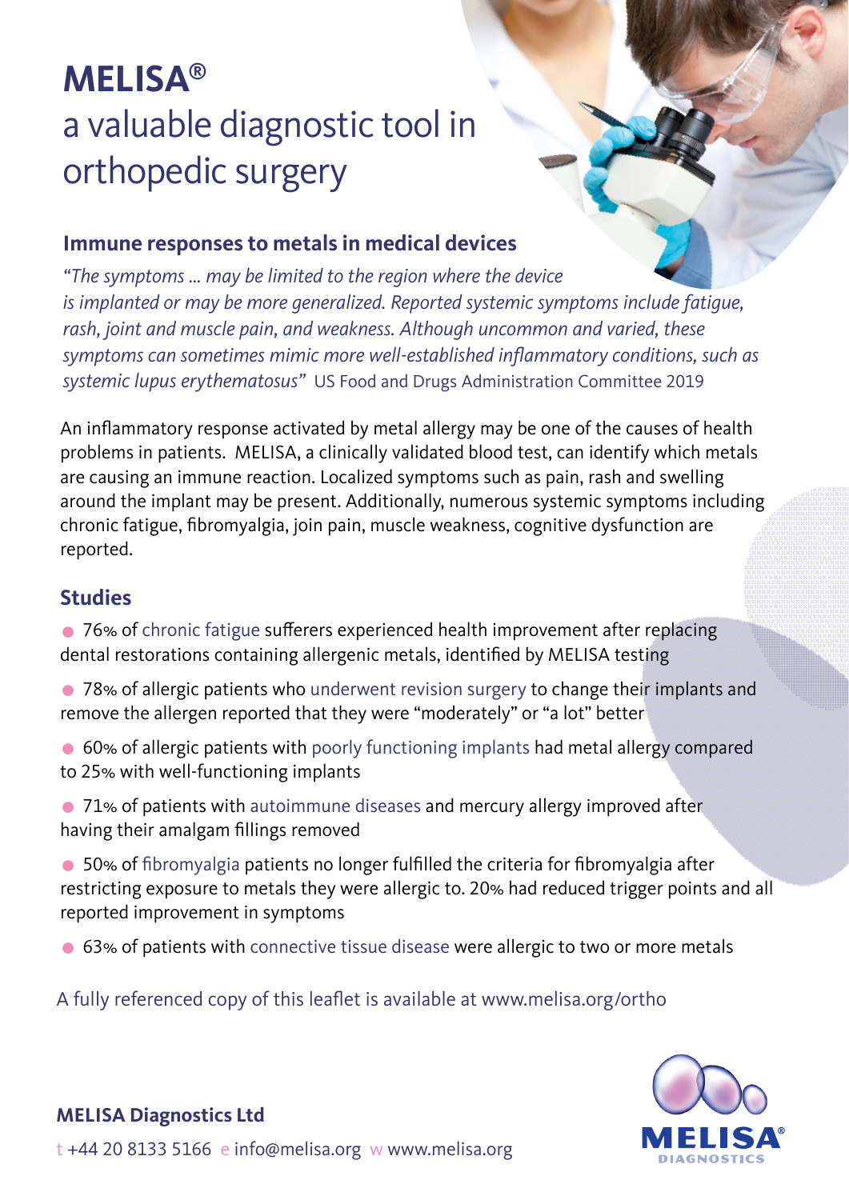# MELISA®

## a valuable diagnostic tool in orthopedic surgery

### Immune responses to metals in medical devices

*"The symptoms ... may be limited to the region where the device is implanted or may be more generalized. Reported systemic symptoms include fatigue, rash, joint and muscle pain, and weakness. Although uncommon and varied, these symptoms can sometimes mimic more well-established inflammatory conditions, such as systemic lupus erythematosus"* US Food and Drugs Administration Committee 2019

An inflammatory response activated by metal allergy may be one of the causes of health problems in patients. MELISA, a clinically validated blood test, can identify which metals are causing an immune reaction. Localized symptoms such as pain, rash and swelling around the implant may be present. Additionally, numerous systemic symptoms including chronic fatigue, fibromyalgia, join pain, muscle weakness, cognitive dysfunction are reported.

### Studies

- 76% of chronic fatigue sufferers experienced health improvement after replacing dental restorations containing allergenic metals, identified by MELISA testing
- 78% of allergic patients who underwent revision surgery to change their implants and remove the allergen reported that they were "moderately" or "a lot" better
- 60% of allergic patients with poorly functioning implants had metal allergy compared to 25% with well-functioning implants
- 71% of patients with autoimmune diseases and mercury allergy improved after having their amalgam fillings removed
- 50% of fibromyalgia patients no longer fulfilled the criteria for fibromyalgia after restricting exposure to metals they were allergic to. 20% had reduced trigger points and all reported improvement in symptoms
- 63% of patients with connective tissue disease were allergic to two or more metals

A fully referenced copy of this leaflet is available at www.melisa.org/ortho

**MELISA Diagnostics Ltd**

t +44 20 8133 5166 e info@melisa.org w www.melisa.org

MELISA® DIAGNOSTICS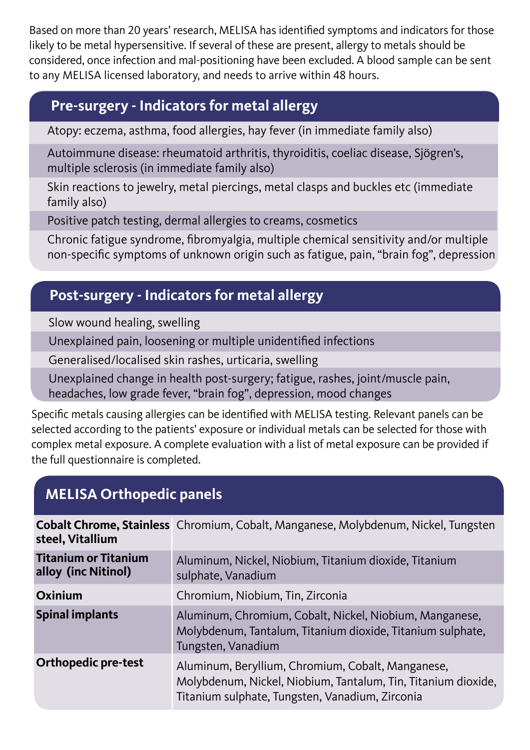Based on more than 20 years' research, MELISA has identified symptoms and indicators for those likely to be metal hypersensitive. If several of these are present, allergy to metals should be considered, once infection and mal-positioning have been excluded. A blood sample can be sent to any MELISA licensed laboratory, and needs to arrive within 48 hours.

## Pre-surgery - Indicators for metal allergy

- Atopy: eczema, asthma, food allergies, hay fever (in immediate family also)
- Autoimmune disease: rheumatoid arthritis, thyroiditis, coeliac disease, Sjögren's, multiple sclerosis (in immediate family also)
- Skin reactions to jewelry, metal piercings, metal clasps and buckles etc (immediate family also)
- Positive patch testing, dermal allergies to creams, cosmetics
- Chronic fatigue syndrome, fibromyalgia, multiple chemical sensitivity and/or multiple non-specific symptoms of unknown origin such as fatigue, pain, "brain fog", depression

## Post-surgery - Indicators for metal allergy

- Slow wound healing, swelling
- Unexplained pain, loosening or multiple unidentified infections
- Generalised/localised skin rashes, urticaria, swelling
- Unexplained change in health post-surgery; fatigue, rashes, joint/muscle pain, headaches, low grade fever, "brain fog", depression, mood changes

Specific metals causing allergies can be identified with MELISA testing. Relevant panels can be selected according to the patients' exposure or individual metals can be selected for those with complex metal exposure. A complete evaluation with a list of metal exposure can be provided if the full questionnaire is completed.

## MELISA Orthopedic panels

| | |
|---|---|
| **Cobalt Chrome, Stainless steel, Vitallium** | Chromium, Cobalt, Manganese, Molybdenum, Nickel, Tungsten |
| **Titanium or Titanium alloy (inc Nitinol)** | Aluminum, Nickel, Niobium, Titanium dioxide, Titanium sulphate, Vanadium |
| **Oxinium** | Chromium, Niobium, Tin, Zirconia |
| **Spinal implants** | Aluminum, Chromium, Cobalt, Nickel, Niobium, Manganese, Molybdenum, Tantalum, Titanium dioxide, Titanium sulphate, Tungsten, Vanadium |
| **Orthopedic pre-test** | Aluminum, Beryllium, Chromium, Cobalt, Manganese, Molybdenum, Nickel, Niobium, Tantalum, Tin, Titanium dioxide, Titanium sulphate, Tungsten, Vanadium, Zirconia |